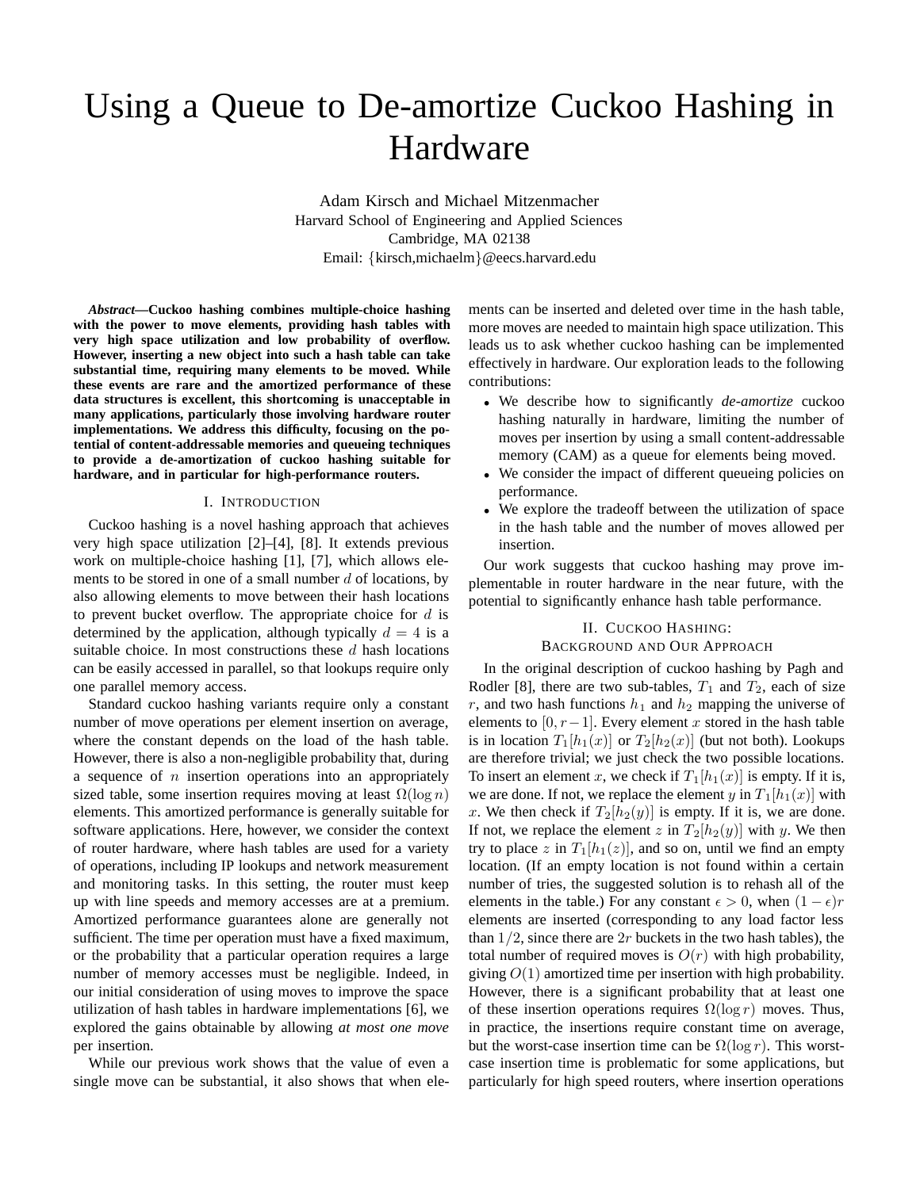# Using a Queue to De-amortize Cuckoo Hashing in Hardware

Adam Kirsch and Michael Mitzenmacher
Harvard School of Engineering and Applied Sciences
Cambridge, MA 02138
Email: {kirsch,michaelm}@eecs.harvard.edu

***Abstract*—Cuckoo hashing combines multiple-choice hashing with the power to move elements, providing hash tables with very high space utilization and low probability of overflow. However, inserting a new object into such a hash table can take substantial time, requiring many elements to be moved. While these events are rare and the amortized performance of these data structures is excellent, this shortcoming is unacceptable in many applications, particularly those involving hardware router implementations. We address this difficulty, focusing on the potential of content-addressable memories and queueing techniques to provide a de-amortization of cuckoo hashing suitable for hardware, and in particular for high-performance routers.**

## I. Introduction

Cuckoo hashing is a novel hashing approach that achieves very high space utilization [2]–[4], [8]. It extends previous work on multiple-choice hashing [1], [7], which allows elements to be stored in one of a small number $d$ of locations, by also allowing elements to move between their hash locations to prevent bucket overflow. The appropriate choice for $d$ is determined by the application, although typically $d = 4$ is a suitable choice. In most constructions these $d$ hash locations can be easily accessed in parallel, so that lookups require only one parallel memory access.

Standard cuckoo hashing variants require only a constant number of move operations per element insertion on average, where the constant depends on the load of the hash table. However, there is also a non-negligible probability that, during a sequence of $n$ insertion operations into an appropriately sized table, some insertion requires moving at least $\Omega(\log n)$ elements. This amortized performance is generally suitable for software applications. Here, however, we consider the context of router hardware, where hash tables are used for a variety of operations, including IP lookups and network measurement and monitoring tasks. In this setting, the router must keep up with line speeds and memory accesses are at a premium. Amortized performance guarantees alone are generally not sufficient. The time per operation must have a fixed maximum, or the probability that a particular operation requires a large number of memory accesses must be negligible. Indeed, in our initial consideration of using moves to improve the space utilization of hash tables in hardware implementations [6], we explored the gains obtainable by allowing *at most one move* per insertion.

While our previous work shows that the value of even a single move can be substantial, it also shows that when elements can be inserted and deleted over time in the hash table, more moves are needed to maintain high space utilization. This leads us to ask whether cuckoo hashing can be implemented effectively in hardware. Our exploration leads to the following contributions:

- We describe how to significantly *de-amortize* cuckoo hashing naturally in hardware, limiting the number of moves per insertion by using a small content-addressable memory (CAM) as a queue for elements being moved.
- We consider the impact of different queueing policies on performance.
- We explore the tradeoff between the utilization of space in the hash table and the number of moves allowed per insertion.

Our work suggests that cuckoo hashing may prove implementable in router hardware in the near future, with the potential to significantly enhance hash table performance.

## II. Cuckoo Hashing: Background and Our Approach

In the original description of cuckoo hashing by Pagh and Rodler [8], there are two sub-tables, $T_1$ and $T_2$, each of size $r$, and two hash functions $h_1$ and $h_2$ mapping the universe of elements to $[0, r-1]$. Every element $x$ stored in the hash table is in location $T_1[h_1(x)]$ or $T_2[h_2(x)]$ (but not both). Lookups are therefore trivial; we just check the two possible locations. To insert an element $x$, we check if $T_1[h_1(x)]$ is empty. If it is, we are done. If not, we replace the element $y$ in $T_1[h_1(x)]$ with $x$. We then check if $T_2[h_2(y)]$ is empty. If it is, we are done. If not, we replace the element $z$ in $T_2[h_2(y)]$ with $y$. We then try to place $z$ in $T_1[h_1(z)]$, and so on, until we find an empty location. (If an empty location is not found within a certain number of tries, the suggested solution is to rehash all of the elements in the table.) For any constant $\epsilon > 0$, when $(1-\epsilon)r$ elements are inserted (corresponding to any load factor less than $1/2$, since there are $2r$ buckets in the two hash tables), the total number of required moves is $O(r)$ with high probability, giving $O(1)$ amortized time per insertion with high probability. However, there is a significant probability that at least one of these insertion operations requires $\Omega(\log r)$ moves. Thus, in practice, the insertions require constant time on average, but the worst-case insertion time can be $\Omega(\log r)$. This worst-case insertion time is problematic for some applications, but particularly for high speed routers, where insertion operations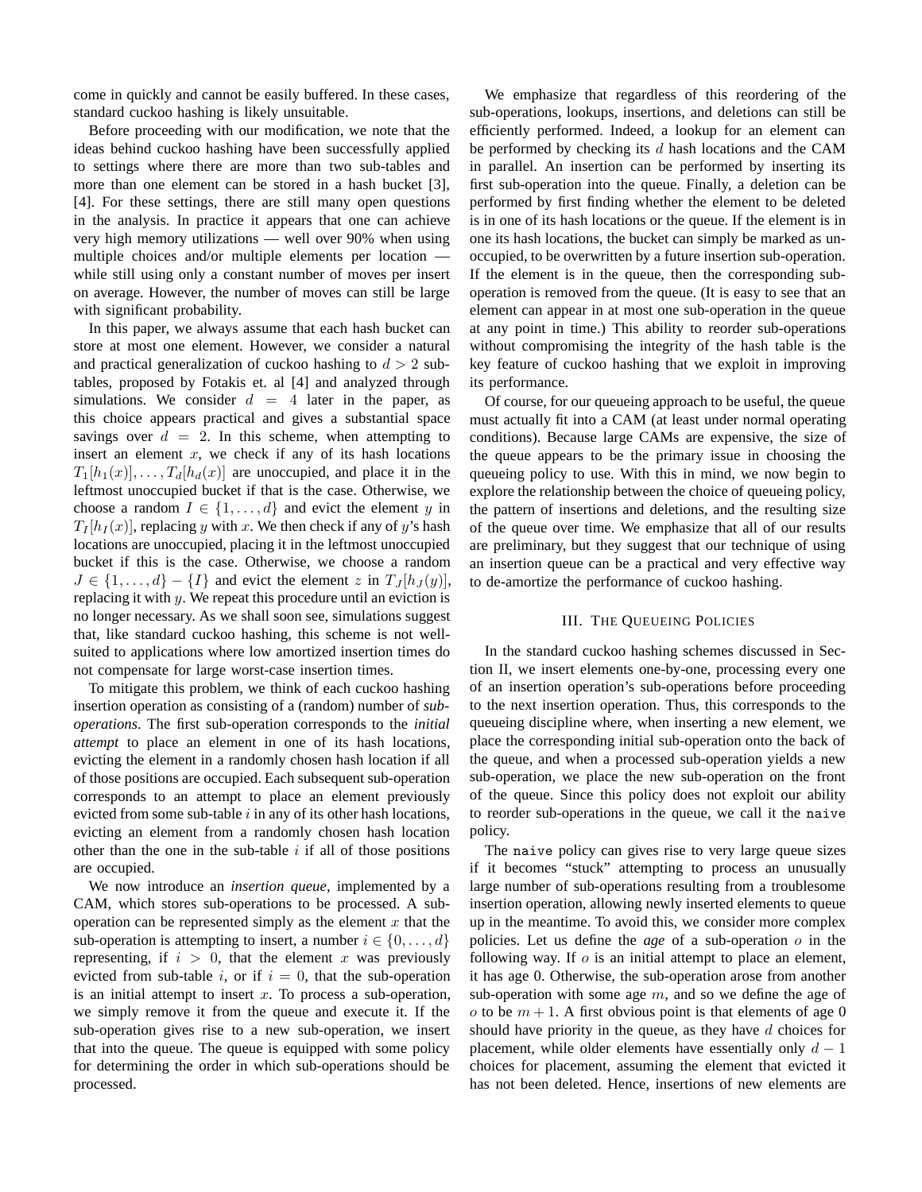come in quickly and cannot be easily buffered. In these cases, standard cuckoo hashing is likely unsuitable.

Before proceeding with our modification, we note that the ideas behind cuckoo hashing have been successfully applied to settings where there are more than two sub-tables and more than one element can be stored in a hash bucket [3], [4]. For these settings, there are still many open questions in the analysis. In practice it appears that one can achieve very high memory utilizations — well over 90% when using multiple choices and/or multiple elements per location — while still using only a constant number of moves per insert on average. However, the number of moves can still be large with significant probability.

In this paper, we always assume that each hash bucket can store at most one element. However, we consider a natural and practical generalization of cuckoo hashing to $d > 2$ sub-tables, proposed by Fotakis et. al [4] and analyzed through simulations. We consider $d = 4$ later in the paper, as this choice appears practical and gives a substantial space savings over $d = 2$. In this scheme, when attempting to insert an element $x$, we check if any of its hash locations $T_1[h_1(x)], \ldots, T_d[h_d(x)]$ are unoccupied, and place it in the leftmost unoccupied bucket if that is the case. Otherwise, we choose a random $I \in \{1, \ldots, d\}$ and evict the element $y$ in $T_I[h_I(x)]$, replacing $y$ with $x$. We then check if any of $y$'s hash locations are unoccupied, placing it in the leftmost unoccupied bucket if this is the case. Otherwise, we choose a random $J \in \{1, \ldots, d\} - \{I\}$ and evict the element $z$ in $T_J[h_J(y)]$, replacing it with $y$. We repeat this procedure until an eviction is no longer necessary. As we shall soon see, simulations suggest that, like standard cuckoo hashing, this scheme is not well-suited to applications where low amortized insertion times do not compensate for large worst-case insertion times.

To mitigate this problem, we think of each cuckoo hashing insertion operation as consisting of a (random) number of *sub-operations*. The first sub-operation corresponds to the *initial attempt* to place an element in one of its hash locations, evicting the element in a randomly chosen hash location if all of those positions are occupied. Each subsequent sub-operation corresponds to an attempt to place an element previously evicted from some sub-table $i$ in any of its other hash locations, evicting an element from a randomly chosen hash location other than the one in the sub-table $i$ if all of those positions are occupied.

We now introduce an *insertion queue*, implemented by a CAM, which stores sub-operations to be processed. A sub-operation can be represented simply as the element $x$ that the sub-operation is attempting to insert, a number $i \in \{0, \ldots, d\}$ representing, if $i > 0$, that the element $x$ was previously evicted from sub-table $i$, or if $i = 0$, that the sub-operation is an initial attempt to insert $x$. To process a sub-operation, we simply remove it from the queue and execute it. If the sub-operation gives rise to a new sub-operation, we insert that into the queue. The queue is equipped with some policy for determining the order in which sub-operations should be processed.

We emphasize that regardless of this reordering of the sub-operations, lookups, insertions, and deletions can still be efficiently performed. Indeed, a lookup for an element can be performed by checking its $d$ hash locations and the CAM in parallel. An insertion can be performed by inserting its first sub-operation into the queue. Finally, a deletion can be performed by first finding whether the element to be deleted is in one of its hash locations or the queue. If the element is in one its hash locations, the bucket can simply be marked as unoccupied, to be overwritten by a future insertion sub-operation. If the element is in the queue, then the corresponding sub-operation is removed from the queue. (It is easy to see that an element can appear in at most one sub-operation in the queue at any point in time.) This ability to reorder sub-operations without compromising the integrity of the hash table is the key feature of cuckoo hashing that we exploit in improving its performance.

Of course, for our queueing approach to be useful, the queue must actually fit into a CAM (at least under normal operating conditions). Because large CAMs are expensive, the size of the queue appears to be the primary issue in choosing the queueing policy to use. With this in mind, we now begin to explore the relationship between the choice of queueing policy, the pattern of insertions and deletions, and the resulting size of the queue over time. We emphasize that all of our results are preliminary, but they suggest that our technique of using an insertion queue can be a practical and very effective way to de-amortize the performance of cuckoo hashing.

## III. The Queueing Policies

In the standard cuckoo hashing schemes discussed in Section II, we insert elements one-by-one, processing every one of an insertion operation's sub-operations before proceeding to the next insertion operation. Thus, this corresponds to the queueing discipline where, when inserting a new element, we place the corresponding initial sub-operation onto the back of the queue, and when a processed sub-operation yields a new sub-operation, we place the new sub-operation on the front of the queue. Since this policy does not exploit our ability to reorder sub-operations in the queue, we call it the `naive` policy.

The `naive` policy can gives rise to very large queue sizes if it becomes "stuck" attempting to process an unusually large number of sub-operations resulting from a troublesome insertion operation, allowing newly inserted elements to queue up in the meantime. To avoid this, we consider more complex policies. Let us define the *age* of a sub-operation $o$ in the following way. If $o$ is an initial attempt to place an element, it has age 0. Otherwise, the sub-operation arose from another sub-operation with some age $m$, and so we define the age of $o$ to be $m + 1$. A first obvious point is that elements of age 0 should have priority in the queue, as they have $d$ choices for placement, while older elements have essentially only $d - 1$ choices for placement, assuming the element that evicted it has not been deleted. Hence, insertions of new elements are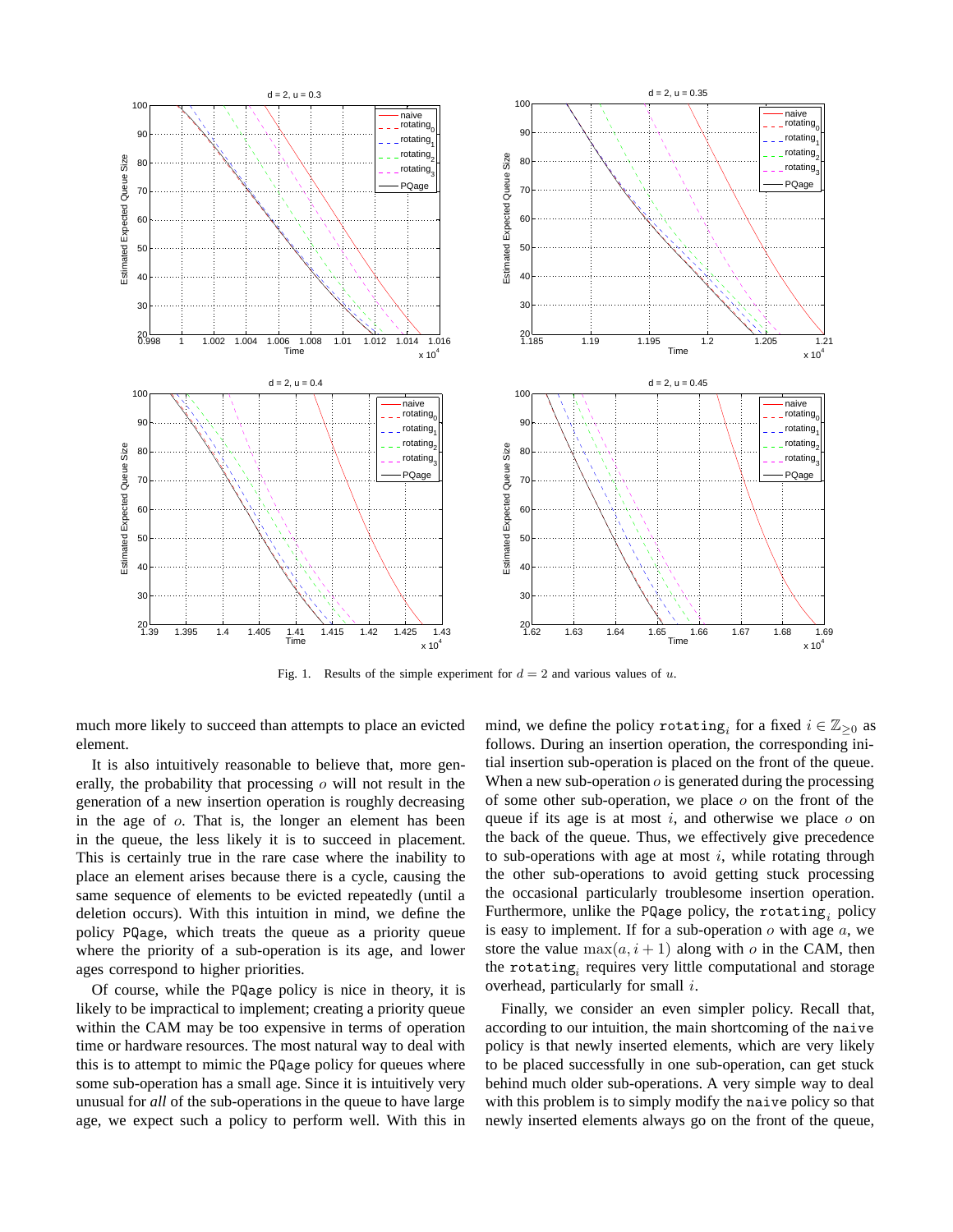Fig. 1. Results of the simple experiment for $d = 2$ and various values of $u$.

much more likely to succeed than attempts to place an evicted element.

It is also intuitively reasonable to believe that, more generally, the probability that processing $o$ will not result in the generation of a new insertion operation is roughly decreasing in the age of $o$. That is, the longer an element has been in the queue, the less likely it is to succeed in placement. This is certainly true in the rare case where the inability to place an element arises because there is a cycle, causing the same sequence of elements to be evicted repeatedly (until a deletion occurs). With this intuition in mind, we define the policy PQage, which treats the queue as a priority queue where the priority of a sub-operation is its age, and lower ages correspond to higher priorities.

Of course, while the PQage policy is nice in theory, it is likely to be impractical to implement; creating a priority queue within the CAM may be too expensive in terms of operation time or hardware resources. The most natural way to deal with this is to attempt to mimic the PQage policy for queues where some sub-operation has a small age. Since it is intuitively very unusual for *all* of the sub-operations in the queue to have large age, we expect such a policy to perform well. With this in mind, we define the policy $\texttt{rotating}_i$ for a fixed $i \in \mathbb{Z}_{\geq 0}$ as follows. During an insertion operation, the corresponding initial insertion sub-operation is placed on the front of the queue. When a new sub-operation $o$ is generated during the processing of some other sub-operation, we place $o$ on the front of the queue if its age is at most $i$, and otherwise we place $o$ on the back of the queue. Thus, we effectively give precedence to sub-operations with age at most $i$, while rotating through the other sub-operations to avoid getting stuck processing the occasional particularly troublesome insertion operation. Furthermore, unlike the PQage policy, the $\texttt{rotating}_i$ policy is easy to implement. If for a sub-operation $o$ with age $a$, we store the value $\max(a, i+1)$ along with $o$ in the CAM, then the $\texttt{rotating}_i$ requires very little computational and storage overhead, particularly for small $i$.

Finally, we consider an even simpler policy. Recall that, according to our intuition, the main shortcoming of the naive policy is that newly inserted elements, which are very likely to be placed successfully in one sub-operation, can get stuck behind much older sub-operations. A very simple way to deal with this problem is to simply modify the naive policy so that newly inserted elements always go on the front of the queue,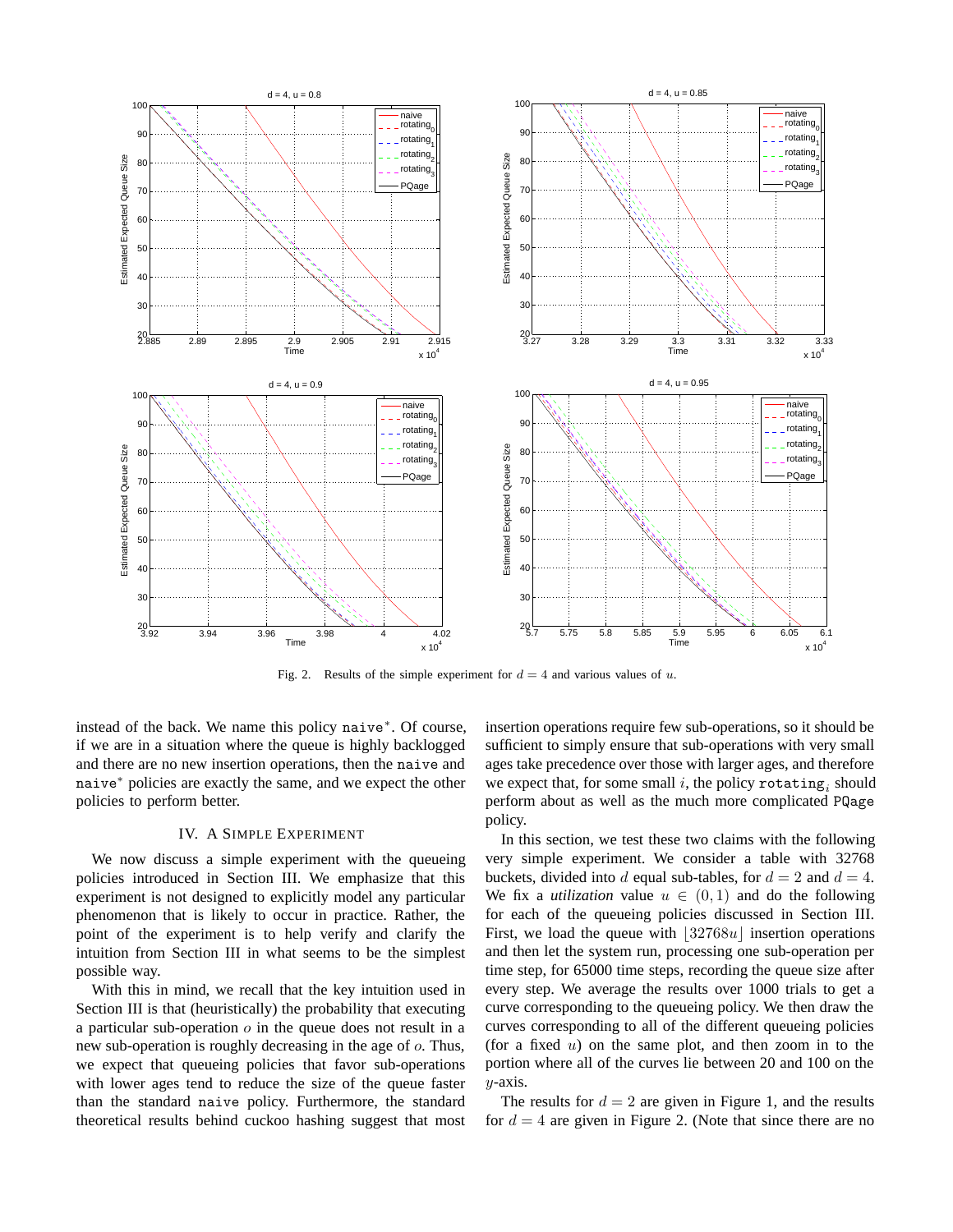Fig. 2. Results of the simple experiment for $d = 4$ and various values of $u$.

instead of the back. We name this policy `naive`$^*$. Of course, if we are in a situation where the queue is highly backlogged and there are no new insertion operations, then the `naive` and `naive`$^*$ policies are exactly the same, and we expect the other policies to perform better.

## IV. A Simple Experiment

We now discuss a simple experiment with the queueing policies introduced in Section III. We emphasize that this experiment is not designed to explicitly model any particular phenomenon that is likely to occur in practice. Rather, the point of the experiment is to help verify and clarify the intuition from Section III in what seems to be the simplest possible way.

With this in mind, we recall that the key intuition used in Section III is that (heuristically) the probability that executing a particular sub-operation $o$ in the queue does not result in a new sub-operation is roughly decreasing in the age of $o$. Thus, we expect that queueing policies that favor sub-operations with lower ages tend to reduce the size of the queue faster than the standard `naive` policy. Furthermore, the standard theoretical results behind cuckoo hashing suggest that most insertion operations require few sub-operations, so it should be sufficient to simply ensure that sub-operations with very small ages take precedence over those with larger ages, and therefore we expect that, for some small $i$, the policy $\texttt{rotating}_i$ should perform about as well as the much more complicated `PQage` policy.

In this section, we test these two claims with the following very simple experiment. We consider a table with 32768 buckets, divided into $d$ equal sub-tables, for $d = 2$ and $d = 4$. We fix a *utilization* value $u \in (0, 1)$ and do the following for each of the queueing policies discussed in Section III. First, we load the queue with $\lfloor 32768u \rfloor$ insertion operations and then let the system run, processing one sub-operation per time step, for 65000 time steps, recording the queue size after every step. We average the results over 1000 trials to get a curve corresponding to the queueing policy. We then draw the curves corresponding to all of the different queueing policies (for a fixed $u$) on the same plot, and then zoom in to the portion where all of the curves lie between 20 and 100 on the $y$-axis.

The results for $d = 2$ are given in Figure 1, and the results for $d = 4$ are given in Figure 2. (Note that since there are no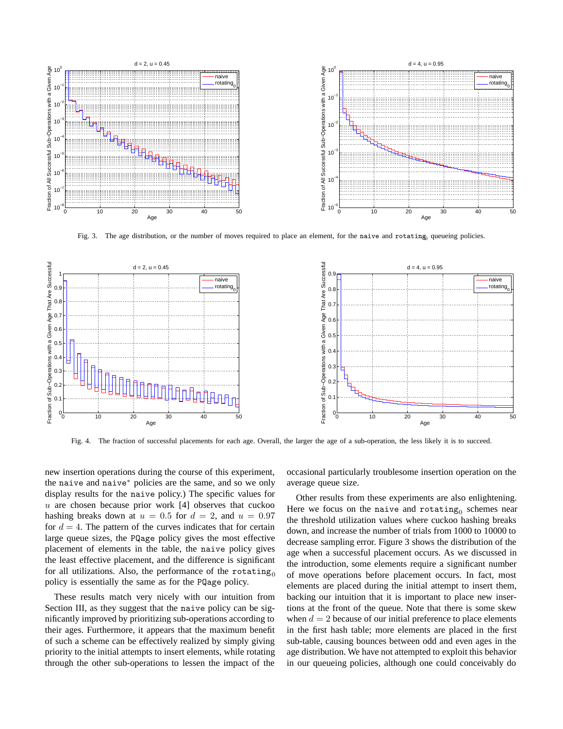Fig. 3. The age distribution, or the number of moves required to place an element, for the `naive` and $\texttt{rotating}_0$ queueing policies.

Fig. 4. The fraction of successful placements for each age. Overall, the larger the age of a sub-operation, the less likely it is to succeed.

new insertion operations during the course of this experiment, the `naive` and `naive*` policies are the same, and so we only display results for the `naive` policy.) The specific values for $u$ are chosen because prior work [4] observes that cuckoo hashing breaks down at $u = 0.5$ for $d = 2$, and $u = 0.97$ for $d = 4$. The pattern of the curves indicates that for certain large queue sizes, the `PQage` policy gives the most effective placement of elements in the table, the `naive` policy gives the least effective placement, and the difference is significant for all utilizations. Also, the performance of the $\texttt{rotating}_0$ policy is essentially the same as for the `PQage` policy.

These results match very nicely with our intuition from Section III, as they suggest that the `naive` policy can be significantly improved by prioritizing sub-operations according to their ages. Furthermore, it appears that the maximum benefit of such a scheme can be effectively realized by simply giving priority to the initial attempts to insert elements, while rotating through the other sub-operations to lessen the impact of the occasional particularly troublesome insertion operation on the average queue size.

Other results from these experiments are also enlightening. Here we focus on the `naive` and $\texttt{rotating}_0$ schemes near the threshold utilization values where cuckoo hashing breaks down, and increase the number of trials from 1000 to 10000 to decrease sampling error. Figure 3 shows the distribution of the age when a successful placement occurs. As we discussed in the introduction, some elements require a significant number of move operations before placement occurs. In fact, most elements are placed during the initial attempt to insert them, backing our intuition that it is important to place new insertions at the front of the queue. Note that there is some skew when $d = 2$ because of our initial preference to place elements in the first hash table; more elements are placed in the first sub-table, causing bounces between odd and even ages in the age distribution. We have not attempted to exploit this behavior in our queueing policies, although one could conceivably do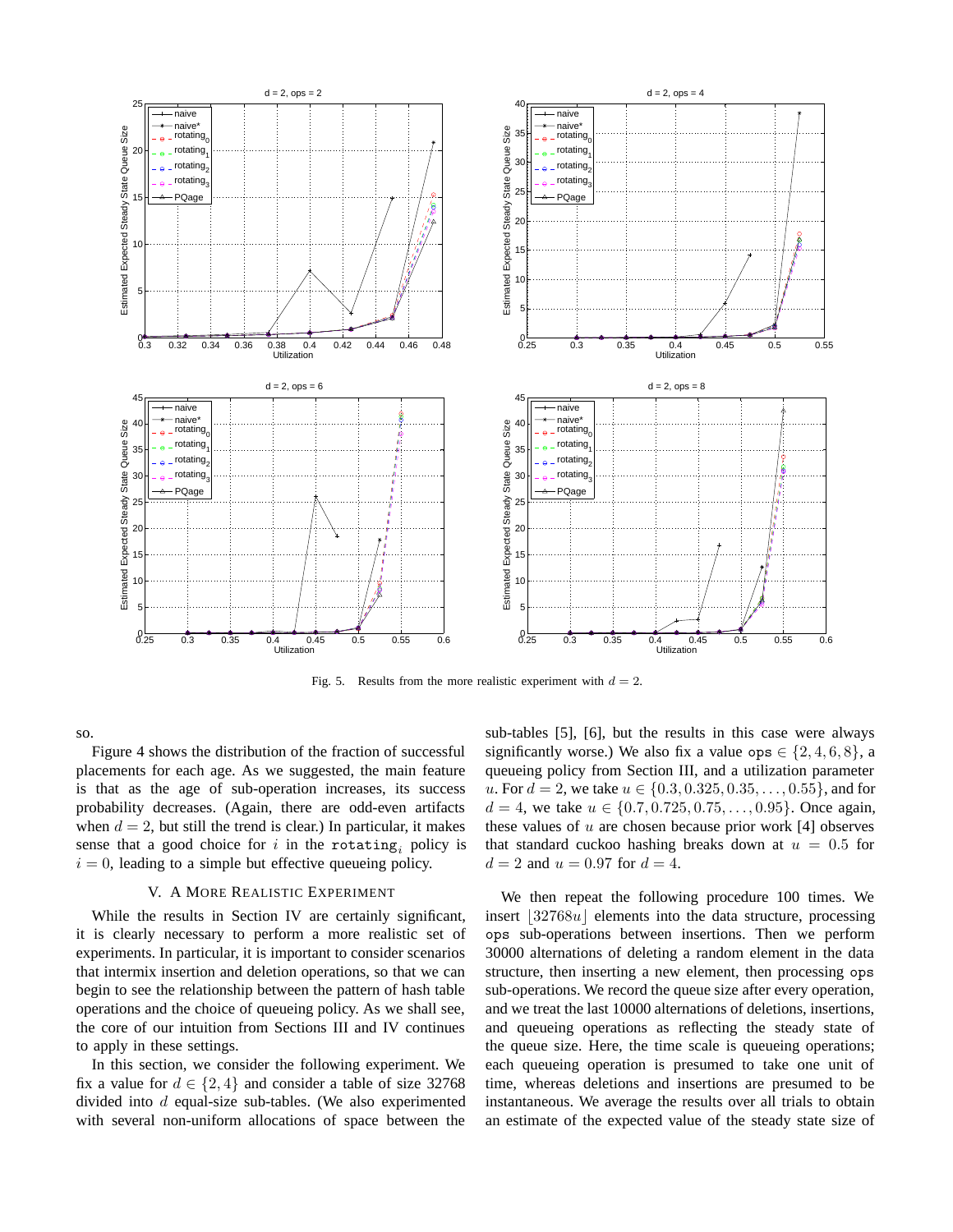Fig. 5. Results from the more realistic experiment with $d = 2$.

so.

Figure 4 shows the distribution of the fraction of successful placements for each age. As we suggested, the main feature is that as the age of sub-operation increases, its success probability decreases. (Again, there are odd-even artifacts when $d = 2$, but still the trend is clear.) In particular, it makes sense that a good choice for $i$ in the $\mathtt{rotating}_i$ policy is $i = 0$, leading to a simple but effective queueing policy.

## V. A More Realistic Experiment

While the results in Section IV are certainly significant, it is clearly necessary to perform a more realistic set of experiments. In particular, it is important to consider scenarios that intermix insertion and deletion operations, so that we can begin to see the relationship between the pattern of hash table operations and the choice of queueing policy. As we shall see, the core of our intuition from Sections III and IV continues to apply in these settings.

In this section, we consider the following experiment. We fix a value for $d \in \{2, 4\}$ and consider a table of size 32768 divided into $d$ equal-size sub-tables. (We also experimented with several non-uniform allocations of space between the sub-tables [5], [6], but the results in this case were always significantly worse.) We also fix a value $\mathtt{ops} \in \{2, 4, 6, 8\}$, a queueing policy from Section III, and a utilization parameter $u$. For $d = 2$, we take $u \in \{0.3, 0.325, 0.35, \ldots, 0.55\}$, and for $d = 4$, we take $u \in \{0.7, 0.725, 0.75, \ldots, 0.95\}$. Once again, these values of $u$ are chosen because prior work [4] observes that standard cuckoo hashing breaks down at $u = 0.5$ for $d = 2$ and $u = 0.97$ for $d = 4$.

We then repeat the following procedure 100 times. We insert $\lfloor 32768u \rfloor$ elements into the data structure, processing $\mathtt{ops}$ sub-operations between insertions. Then we perform 30000 alternations of deleting a random element in the data structure, then inserting a new element, then processing $\mathtt{ops}$ sub-operations. We record the queue size after every operation, and we treat the last 10000 alternations of deletions, insertions, and queueing operations as reflecting the steady state of the queue size. Here, the time scale is queueing operations; each queueing operation is presumed to take one unit of time, whereas deletions and insertions are presumed to be instantaneous. We average the results over all trials to obtain an estimate of the expected value of the steady state size of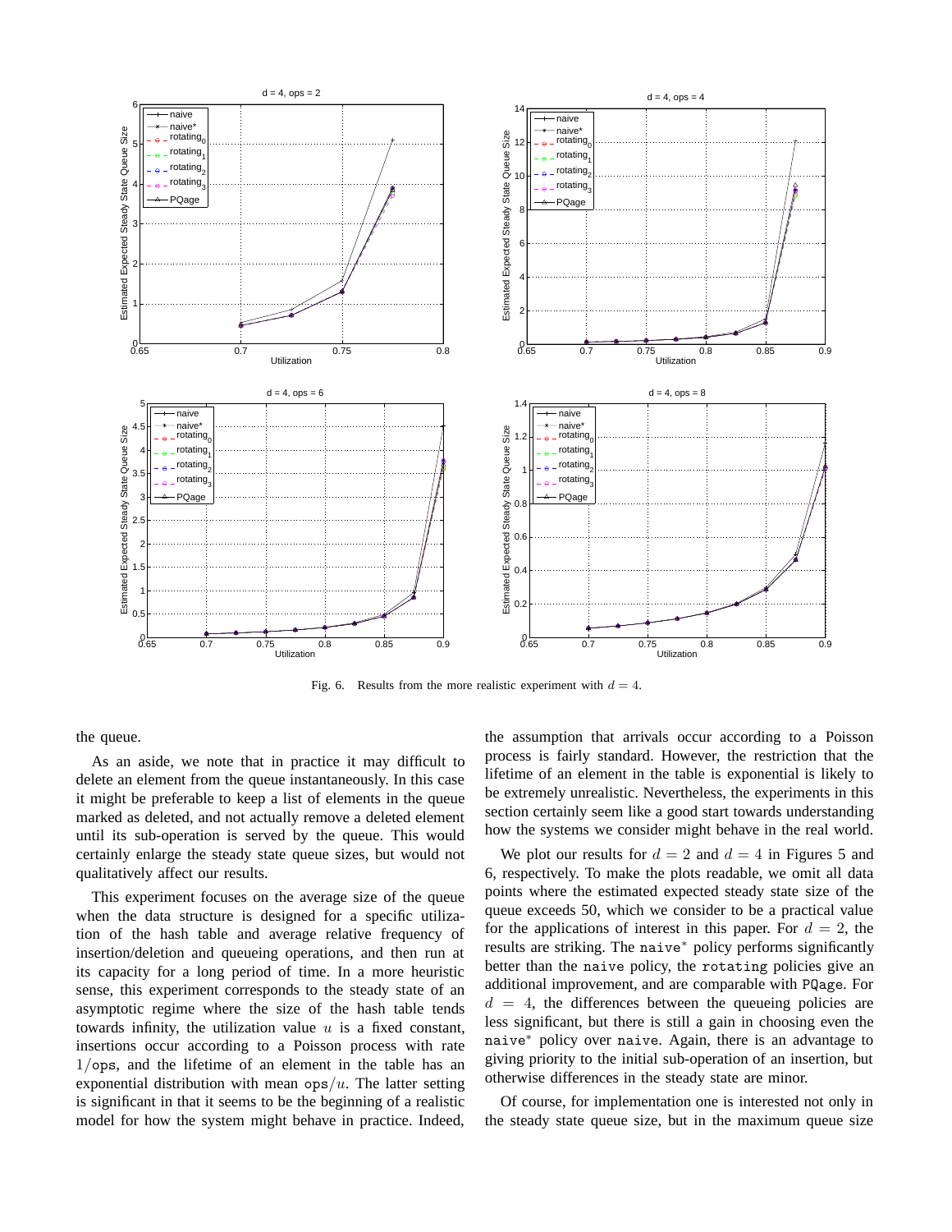Fig. 6. Results from the more realistic experiment with $d = 4$.

the queue.

As an aside, we note that in practice it may difficult to delete an element from the queue instantaneously. In this case it might be preferable to keep a list of elements in the queue marked as deleted, and not actually remove a deleted element until its sub-operation is served by the queue. This would certainly enlarge the steady state queue sizes, but would not qualitatively affect our results.

This experiment focuses on the average size of the queue when the data structure is designed for a specific utilization of the hash table and average relative frequency of insertion/deletion and queueing operations, and then run at its capacity for a long period of time. In a more heuristic sense, this experiment corresponds to the steady state of an asymptotic regime where the size of the hash table tends towards infinity, the utilization value $u$ is a fixed constant, insertions occur according to a Poisson process with rate $1/\texttt{ops}$, and the lifetime of an element in the table has an exponential distribution with mean $\texttt{ops}/u$. The latter setting is significant in that it seems to be the beginning of a realistic model for how the system might behave in practice. Indeed, the assumption that arrivals occur according to a Poisson process is fairly standard. However, the restriction that the lifetime of an element in the table is exponential is likely to be extremely unrealistic. Nevertheless, the experiments in this section certainly seem like a good start towards understanding how the systems we consider might behave in the real world.

We plot our results for $d = 2$ and $d = 4$ in Figures 5 and 6, respectively. To make the plots readable, we omit all data points where the estimated expected steady state size of the queue exceeds 50, which we consider to be a practical value for the applications of interest in this paper. For $d = 2$, the results are striking. The `naive`* policy performs significantly better than the `naive` policy, the `rotating` policies give an additional improvement, and are comparable with `PQage`. For $d = 4$, the differences between the queueing policies are less significant, but there is still a gain in choosing even the `naive`* policy over `naive`. Again, there is an advantage to giving priority to the initial sub-operation of an insertion, but otherwise differences in the steady state are minor.

Of course, for implementation one is interested not only in the steady state queue size, but in the maximum queue size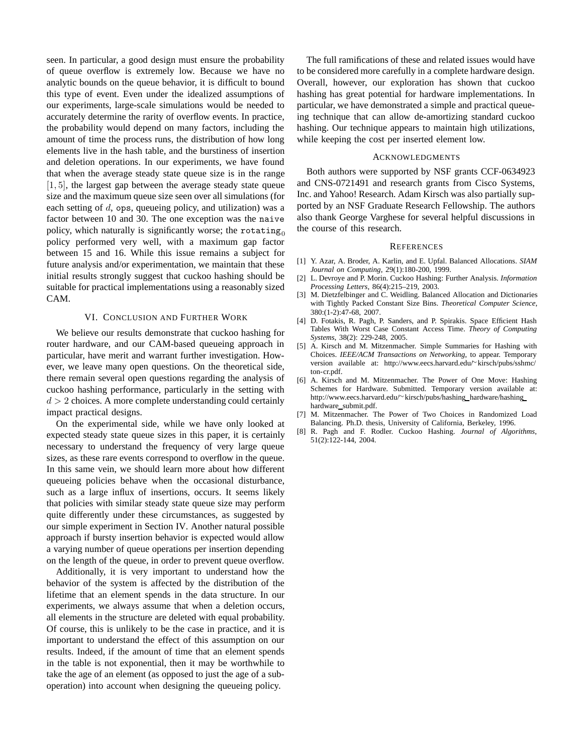seen. In particular, a good design must ensure the probability of queue overflow is extremely low. Because we have no analytic bounds on the queue behavior, it is difficult to bound this type of event. Even under the idealized assumptions of our experiments, large-scale simulations would be needed to accurately determine the rarity of overflow events. In practice, the probability would depend on many factors, including the amount of time the process runs, the distribution of how long elements live in the hash table, and the burstiness of insertion and deletion operations. In our experiments, we have found that when the average steady state queue size is in the range $[1, 5]$, the largest gap between the average steady state queue size and the maximum queue size seen over all simulations (for each setting of $d$, `ops`, queueing policy, and utilization) was a factor between 10 and 30. The one exception was the `naive` policy, which naturally is significantly worse; the $\texttt{rotating}_0$ policy performed very well, with a maximum gap factor between 15 and 16. While this issue remains a subject for future analysis and/or experimentation, we maintain that these initial results strongly suggest that cuckoo hashing should be suitable for practical implementations using a reasonably sized CAM.

## VI. Conclusion and Further Work

We believe our results demonstrate that cuckoo hashing for router hardware, and our CAM-based queueing approach in particular, have merit and warrant further investigation. However, we leave many open questions. On the theoretical side, there remain several open questions regarding the analysis of cuckoo hashing performance, particularly in the setting with $d > 2$ choices. A more complete understanding could certainly impact practical designs.

On the experimental side, while we have only looked at expected steady state queue sizes in this paper, it is certainly necessary to understand the frequency of very large queue sizes, as these rare events correspond to overflow in the queue. In this same vein, we should learn more about how different queueing policies behave when the occasional disturbance, such as a large influx of insertions, occurs. It seems likely that policies with similar steady state queue size may perform quite differently under these circumstances, as suggested by our simple experiment in Section IV. Another natural possible approach if bursty insertion behavior is expected would allow a varying number of queue operations per insertion depending on the length of the queue, in order to prevent queue overflow.

Additionally, it is very important to understand how the behavior of the system is affected by the distribution of the lifetime that an element spends in the data structure. In our experiments, we always assume that when a deletion occurs, all elements in the structure are deleted with equal probability. Of course, this is unlikely to be the case in practice, and it is important to understand the effect of this assumption on our results. Indeed, if the amount of time that an element spends in the table is not exponential, then it may be worthwhile to take the age of an element (as opposed to just the age of a sub-operation) into account when designing the queueing policy.

The full ramifications of these and related issues would have to be considered more carefully in a complete hardware design. Overall, however, our exploration has shown that cuckoo hashing has great potential for hardware implementations. In particular, we have demonstrated a simple and practical queueing technique that can allow de-amortizing standard cuckoo hashing. Our technique appears to maintain high utilizations, while keeping the cost per inserted element low.

## Acknowledgments

Both authors were supported by NSF grants CCF-0634923 and CNS-0721491 and research grants from Cisco Systems, Inc. and Yahoo! Research. Adam Kirsch was also partially supported by an NSF Graduate Research Fellowship. The authors also thank George Varghese for several helpful discussions in the course of this research.

## References

[1] Y. Azar, A. Broder, A. Karlin, and E. Upfal. Balanced Allocations. *SIAM Journal on Computing*, 29(1):180-200, 1999.

[2] L. Devroye and P. Morin. Cuckoo Hashing: Further Analysis. *Information Processing Letters*, 86(4):215–219, 2003.

[3] M. Dietzfelbinger and C. Weidling. Balanced Allocation and Dictionaries with Tightly Packed Constant Size Bins. *Theoretical Computer Science*, 380:(1-2):47-68, 2007.

[4] D. Fotakis, R. Pagh, P. Sanders, and P. Spirakis. Space Efficient Hash Tables With Worst Case Constant Access Time. *Theory of Computing Systems*, 38(2): 229-248, 2005.

[5] A. Kirsch and M. Mitzenmacher. Simple Summaries for Hashing with Choices. *IEEE/ACM Transactions on Networking*, to appear. Temporary version available at: http://www.eecs.harvard.edu/~kirsch/pubs/sshmc/ton-cr.pdf.

[6] A. Kirsch and M. Mitzenmacher. The Power of One Move: Hashing Schemes for Hardware. Submitted. Temporary version available at: http://www.eecs.harvard.edu/~kirsch/pubs/hashing_hardware/hashing_hardware_submit.pdf.

[7] M. Mitzenmacher. The Power of Two Choices in Randomized Load Balancing. Ph.D. thesis, University of California, Berkeley, 1996.

[8] R. Pagh and F. Rodler. Cuckoo Hashing. *Journal of Algorithms*, 51(2):122-144, 2004.